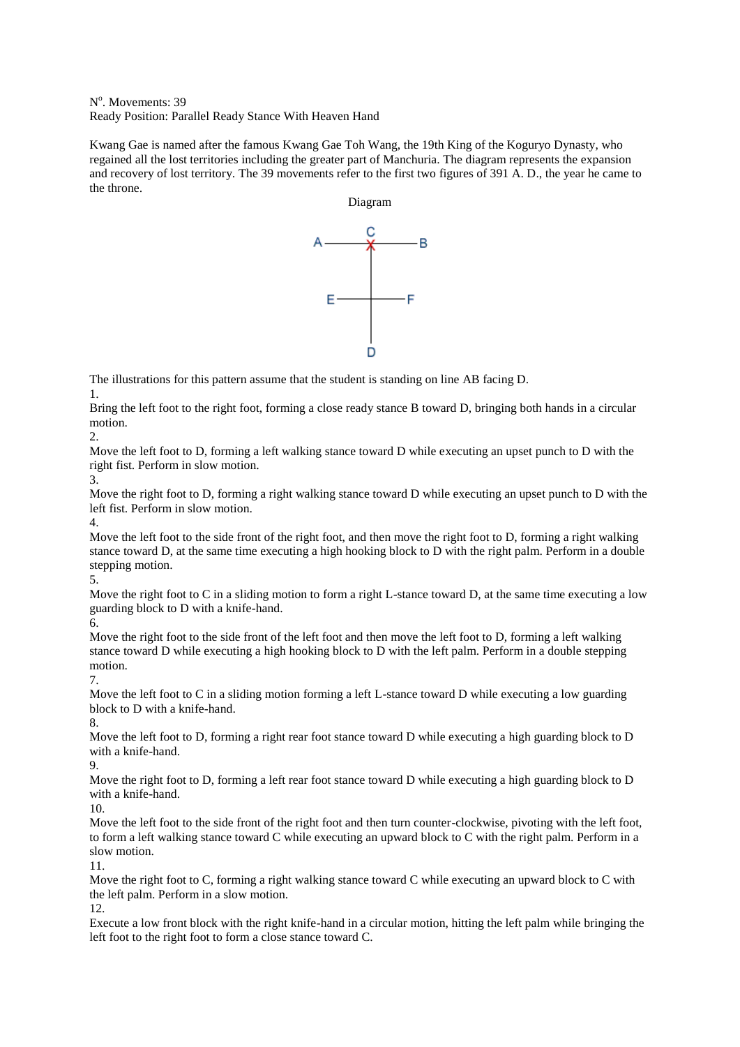N°. Movements: 39

Ready Position: Parallel Ready Stance With Heaven Hand

Kwang Gae is named after the famous Kwang Gae Toh Wang, the 19th King of the Koguryo Dynasty, who regained all the lost territories including the greater part of Manchuria. The diagram represents the expansion and recovery of lost territory. The 39 movements refer to the first two figures of 391 A. D., the year he came to the throne.

Diagram

The illustrations for this pattern assume that the student is standing on line AB facing D.

1.
Bring the left foot to the right foot, forming a close ready stance B toward D, bringing both hands in a circular motion.

2.
Move the left foot to D, forming a left walking stance toward D while executing an upset punch to D with the right fist. Perform in slow motion.

3.
Move the right foot to D, forming a right walking stance toward D while executing an upset punch to D with the left fist. Perform in slow motion.

4.
Move the left foot to the side front of the right foot, and then move the right foot to D, forming a right walking stance toward D, at the same time executing a high hooking block to D with the right palm. Perform in a double stepping motion.

5.
Move the right foot to C in a sliding motion to form a right L-stance toward D, at the same time executing a low guarding block to D with a knife-hand.

6.
Move the right foot to the side front of the left foot and then move the left foot to D, forming a left walking stance toward D while executing a high hooking block to D with the left palm. Perform in a double stepping motion.

7.
Move the left foot to C in a sliding motion forming a left L-stance toward D while executing a low guarding block to D with a knife-hand.

8.
Move the left foot to D, forming a right rear foot stance toward D while executing a high guarding block to D with a knife-hand.

9.
Move the right foot to D, forming a left rear foot stance toward D while executing a high guarding block to D with a knife-hand.

10.
Move the left foot to the side front of the right foot and then turn counter-clockwise, pivoting with the left foot, to form a left walking stance toward C while executing an upward block to C with the right palm. Perform in a slow motion.

11.
Move the right foot to C, forming a right walking stance toward C while executing an upward block to C with the left palm. Perform in a slow motion.

12.
Execute a low front block with the right knife-hand in a circular motion, hitting the left palm while bringing the left foot to the right foot to form a close stance toward C.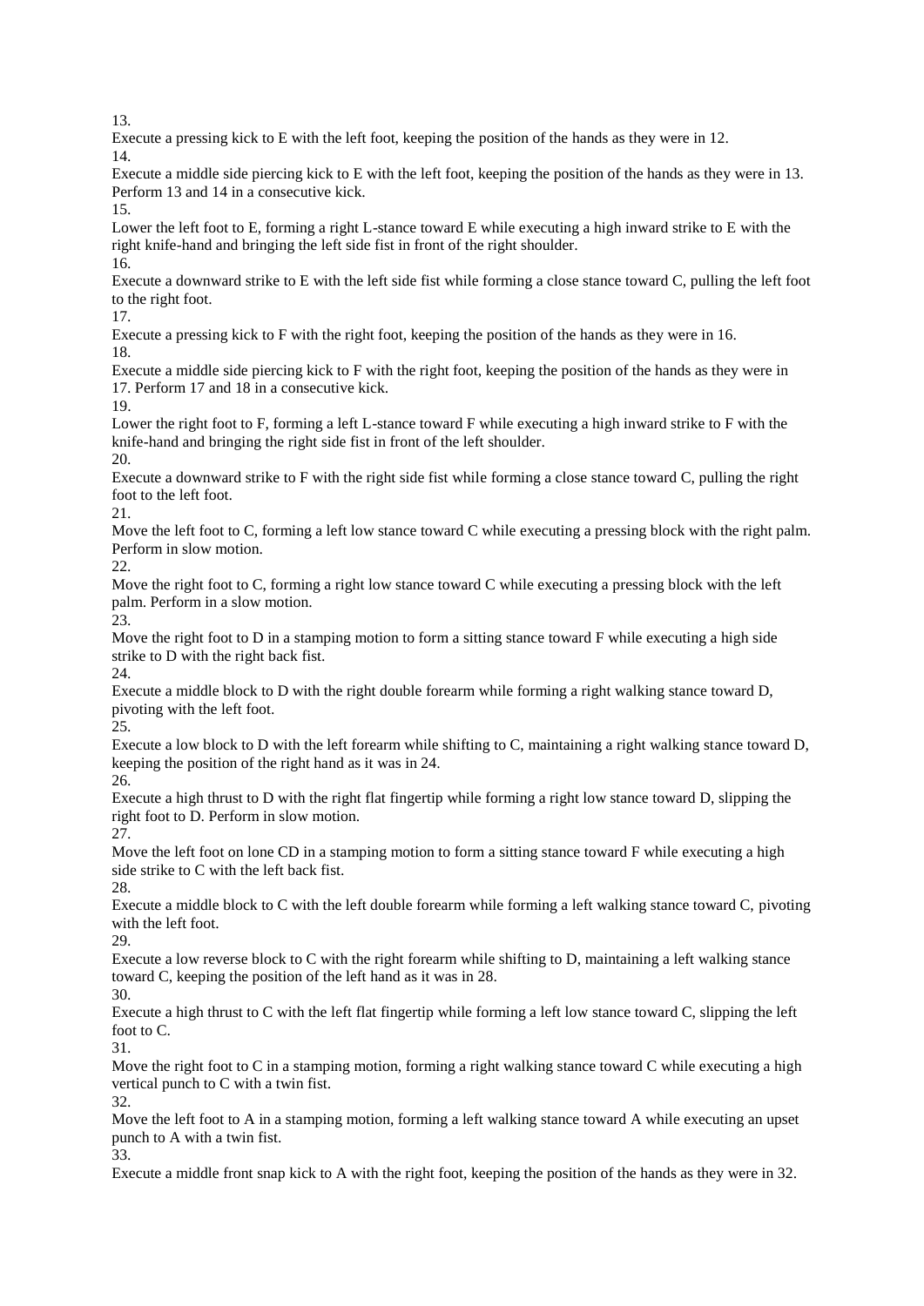13.

Execute a pressing kick to E with the left foot, keeping the position of the hands as they were in 12.

14.

Execute a middle side piercing kick to E with the left foot, keeping the position of the hands as they were in 13. Perform 13 and 14 in a consecutive kick.

15.

Lower the left foot to E, forming a right L-stance toward E while executing a high inward strike to E with the right knife-hand and bringing the left side fist in front of the right shoulder.

16.

Execute a downward strike to E with the left side fist while forming a close stance toward C, pulling the left foot to the right foot.

17.

Execute a pressing kick to F with the right foot, keeping the position of the hands as they were in 16.

18.

Execute a middle side piercing kick to F with the right foot, keeping the position of the hands as they were in 17. Perform 17 and 18 in a consecutive kick.

19.

Lower the right foot to F, forming a left L-stance toward F while executing a high inward strike to F with the knife-hand and bringing the right side fist in front of the left shoulder.

20.

Execute a downward strike to F with the right side fist while forming a close stance toward C, pulling the right foot to the left foot.

21.

Move the left foot to C, forming a left low stance toward C while executing a pressing block with the right palm. Perform in slow motion.

22.

Move the right foot to C, forming a right low stance toward C while executing a pressing block with the left palm. Perform in a slow motion.

23.

Move the right foot to D in a stamping motion to form a sitting stance toward F while executing a high side strike to D with the right back fist.

24.

Execute a middle block to D with the right double forearm while forming a right walking stance toward D, pivoting with the left foot.

25.

Execute a low block to D with the left forearm while shifting to C, maintaining a right walking stance toward D, keeping the position of the right hand as it was in 24.

26.

Execute a high thrust to D with the right flat fingertip while forming a right low stance toward D, slipping the right foot to D. Perform in slow motion.

27.

Move the left foot on lone CD in a stamping motion to form a sitting stance toward F while executing a high side strike to C with the left back fist.

28.

Execute a middle block to C with the left double forearm while forming a left walking stance toward C, pivoting with the left foot.

29.

Execute a low reverse block to C with the right forearm while shifting to D, maintaining a left walking stance toward C, keeping the position of the left hand as it was in 28.

30.

Execute a high thrust to C with the left flat fingertip while forming a left low stance toward C, slipping the left foot to C.

31.

Move the right foot to C in a stamping motion, forming a right walking stance toward C while executing a high vertical punch to C with a twin fist.

32.

Move the left foot to A in a stamping motion, forming a left walking stance toward A while executing an upset punch to A with a twin fist.

33.

Execute a middle front snap kick to A with the right foot, keeping the position of the hands as they were in 32.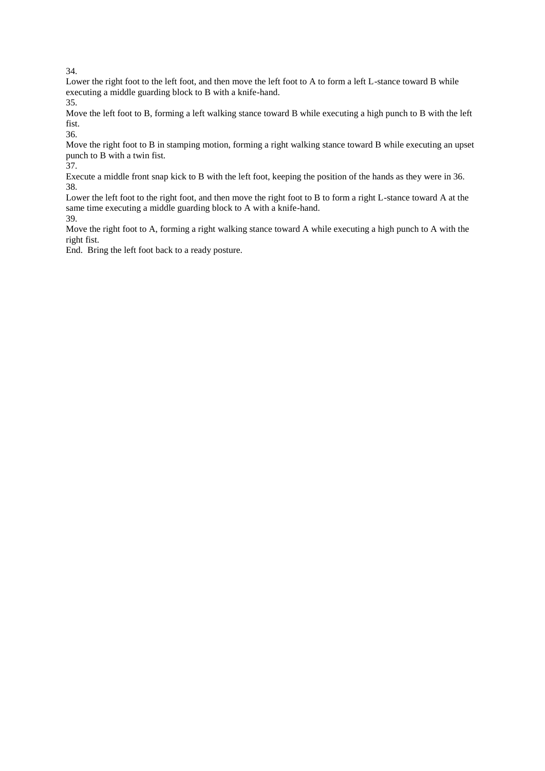34.
Lower the right foot to the left foot, and then move the left foot to A to form a left L-stance toward B while executing a middle guarding block to B with a knife-hand.
35.
Move the left foot to B, forming a left walking stance toward B while executing a high punch to B with the left fist.
36.
Move the right foot to B in stamping motion, forming a right walking stance toward B while executing an upset punch to B with a twin fist.
37.
Execute a middle front snap kick to B with the left foot, keeping the position of the hands as they were in 36.
38.
Lower the left foot to the right foot, and then move the right foot to B to form a right L-stance toward A at the same time executing a middle guarding block to A with a knife-hand.
39.
Move the right foot to A, forming a right walking stance toward A while executing a high punch to A with the right fist.
End. Bring the left foot back to a ready posture.